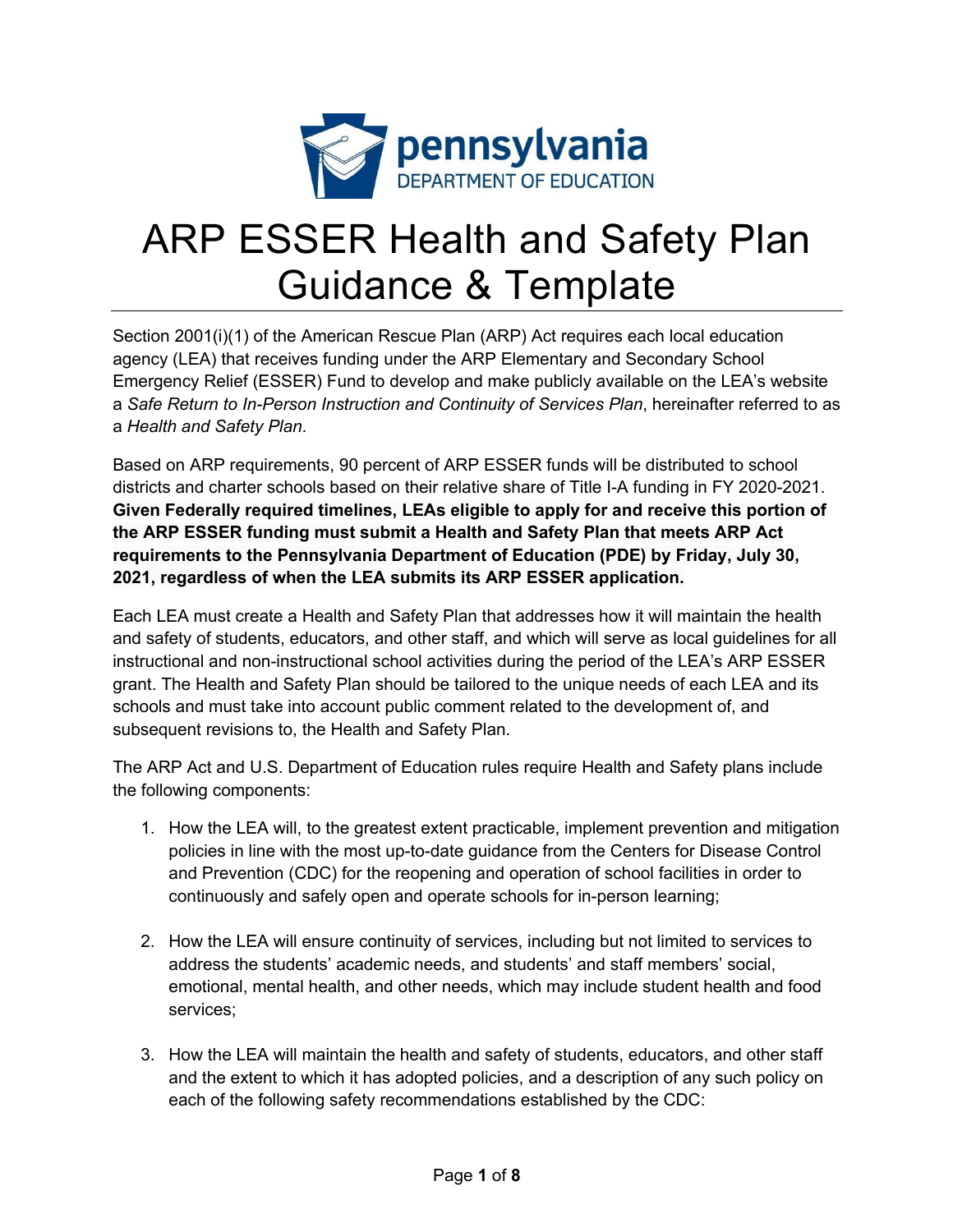# ARP ESSER Health and Safety Plan Guidance & Template

Section 2001(i)(1) of the American Rescue Plan (ARP) Act requires each local education agency (LEA) that receives funding under the ARP Elementary and Secondary School Emergency Relief (ESSER) Fund to develop and make publicly available on the LEA's website a *Safe Return to In-Person Instruction and Continuity of Services Plan*, hereinafter referred to as a *Health and Safety Plan*.

Based on ARP requirements, 90 percent of ARP ESSER funds will be distributed to school districts and charter schools based on their relative share of Title I-A funding in FY 2020-2021. **Given Federally required timelines, LEAs eligible to apply for and receive this portion of the ARP ESSER funding must submit a Health and Safety Plan that meets ARP Act requirements to the Pennsylvania Department of Education (PDE) by Friday, July 30, 2021, regardless of when the LEA submits its ARP ESSER application.**

Each LEA must create a Health and Safety Plan that addresses how it will maintain the health and safety of students, educators, and other staff, and which will serve as local guidelines for all instructional and non-instructional school activities during the period of the LEA's ARP ESSER grant. The Health and Safety Plan should be tailored to the unique needs of each LEA and its schools and must take into account public comment related to the development of, and subsequent revisions to, the Health and Safety Plan.

The ARP Act and U.S. Department of Education rules require Health and Safety plans include the following components:

1. How the LEA will, to the greatest extent practicable, implement prevention and mitigation policies in line with the most up-to-date guidance from the Centers for Disease Control and Prevention (CDC) for the reopening and operation of school facilities in order to continuously and safely open and operate schools for in-person learning;

2. How the LEA will ensure continuity of services, including but not limited to services to address the students' academic needs, and students' and staff members' social, emotional, mental health, and other needs, which may include student health and food services;

3. How the LEA will maintain the health and safety of students, educators, and other staff and the extent to which it has adopted policies, and a description of any such policy on each of the following safety recommendations established by the CDC: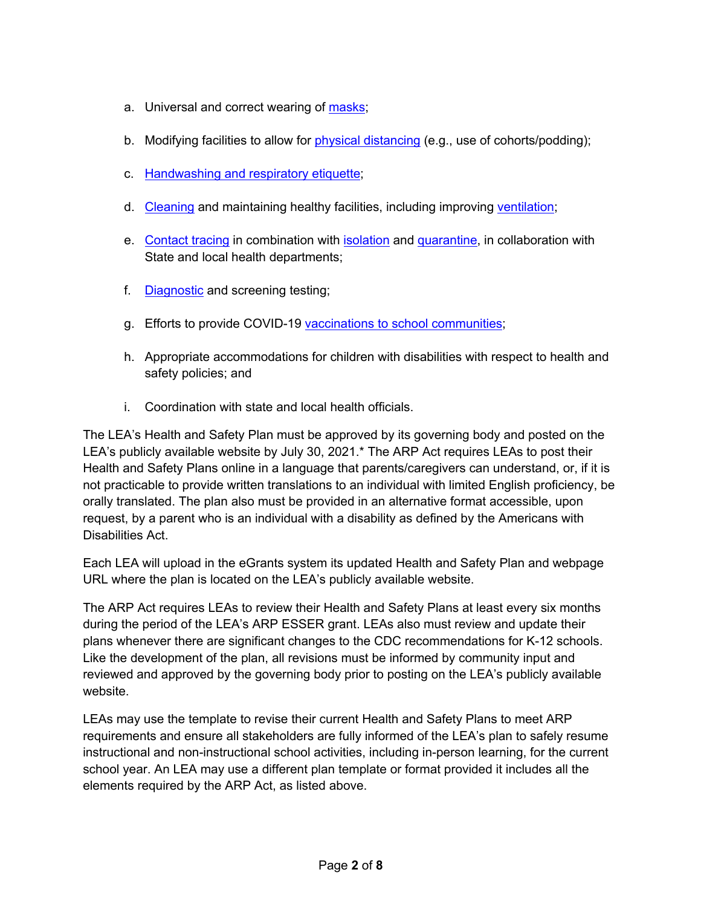a. Universal and correct wearing of masks;

b. Modifying facilities to allow for physical distancing (e.g., use of cohorts/podding);

c. Handwashing and respiratory etiquette;

d. Cleaning and maintaining healthy facilities, including improving ventilation;

e. Contact tracing in combination with isolation and quarantine, in collaboration with State and local health departments;

f. Diagnostic and screening testing;

g. Efforts to provide COVID-19 vaccinations to school communities;

h. Appropriate accommodations for children with disabilities with respect to health and safety policies; and

i. Coordination with state and local health officials.

The LEA's Health and Safety Plan must be approved by its governing body and posted on the LEA's publicly available website by July 30, 2021.* The ARP Act requires LEAs to post their Health and Safety Plans online in a language that parents/caregivers can understand, or, if it is not practicable to provide written translations to an individual with limited English proficiency, be orally translated. The plan also must be provided in an alternative format accessible, upon request, by a parent who is an individual with a disability as defined by the Americans with Disabilities Act.

Each LEA will upload in the eGrants system its updated Health and Safety Plan and webpage URL where the plan is located on the LEA's publicly available website.

The ARP Act requires LEAs to review their Health and Safety Plans at least every six months during the period of the LEA's ARP ESSER grant. LEAs also must review and update their plans whenever there are significant changes to the CDC recommendations for K-12 schools. Like the development of the plan, all revisions must be informed by community input and reviewed and approved by the governing body prior to posting on the LEA's publicly available website.

LEAs may use the template to revise their current Health and Safety Plans to meet ARP requirements and ensure all stakeholders are fully informed of the LEA's plan to safely resume instructional and non-instructional school activities, including in-person learning, for the current school year. An LEA may use a different plan template or format provided it includes all the elements required by the ARP Act, as listed above.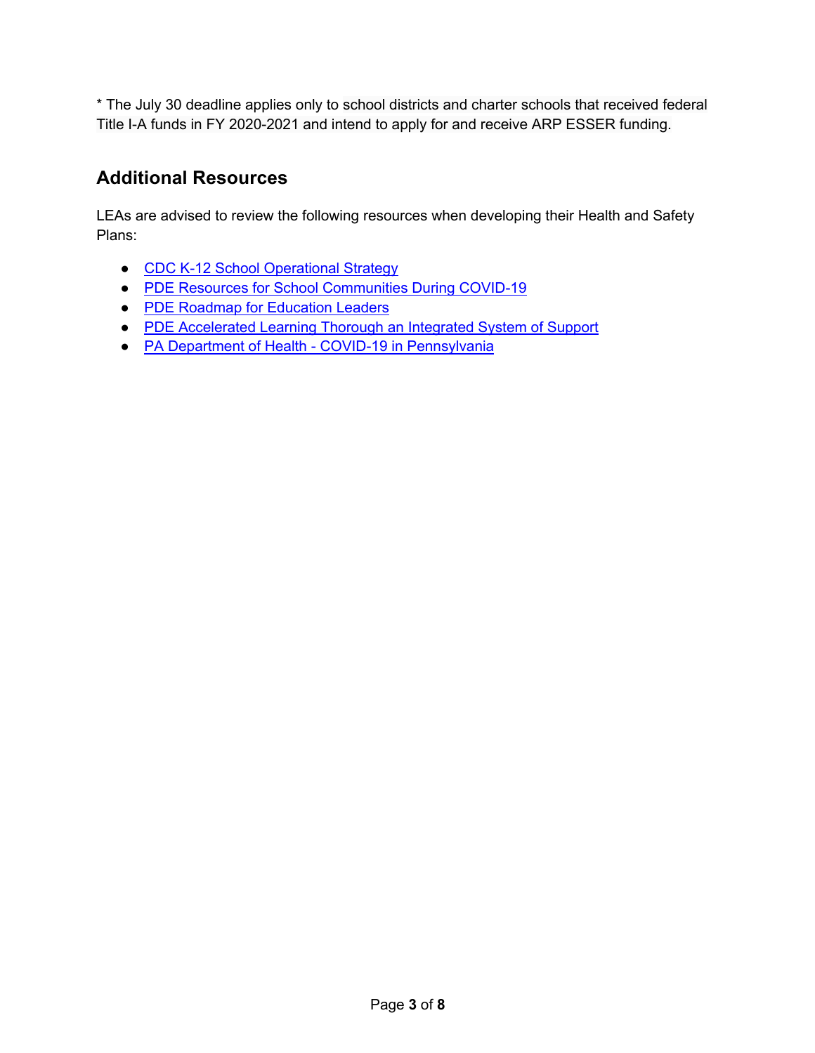* The July 30 deadline applies only to school districts and charter schools that received federal Title I-A funds in FY 2020-2021 and intend to apply for and receive ARP ESSER funding.

## Additional Resources

LEAs are advised to review the following resources when developing their Health and Safety Plans:

- CDC K-12 School Operational Strategy
- PDE Resources for School Communities During COVID-19
- PDE Roadmap for Education Leaders
- PDE Accelerated Learning Thorough an Integrated System of Support
- PA Department of Health - COVID-19 in Pennsylvania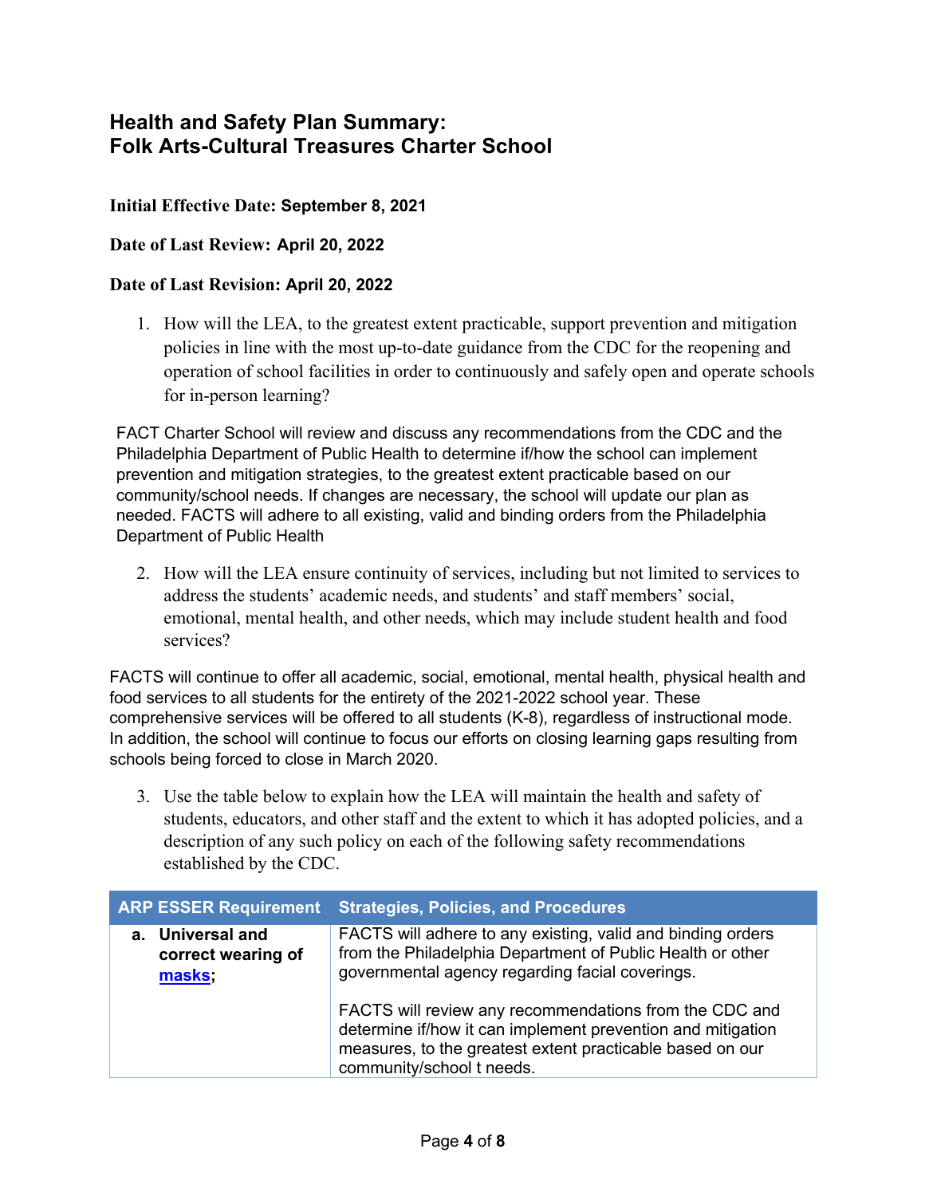# Health and Safety Plan Summary: Folk Arts-Cultural Treasures Charter School

**Initial Effective Date: September 8, 2021**

**Date of Last Review: April 20, 2022**

**Date of Last Revision: April 20, 2022**

1. How will the LEA, to the greatest extent practicable, support prevention and mitigation policies in line with the most up-to-date guidance from the CDC for the reopening and operation of school facilities in order to continuously and safely open and operate schools for in-person learning?

FACT Charter School will review and discuss any recommendations from the CDC and the Philadelphia Department of Public Health to determine if/how the school can implement prevention and mitigation strategies, to the greatest extent practicable based on our community/school needs. If changes are necessary, the school will update our plan as needed. FACTS will adhere to all existing, valid and binding orders from the Philadelphia Department of Public Health

2. How will the LEA ensure continuity of services, including but not limited to services to address the students' academic needs, and students' and staff members' social, emotional, mental health, and other needs, which may include student health and food services?

FACTS will continue to offer all academic, social, emotional, mental health, physical health and food services to all students for the entirety of the 2021-2022 school year. These comprehensive services will be offered to all students (K-8), regardless of instructional mode. In addition, the school will continue to focus our efforts on closing learning gaps resulting from schools being forced to close in March 2020.

3. Use the table below to explain how the LEA will maintain the health and safety of students, educators, and other staff and the extent to which it has adopted policies, and a description of any such policy on each of the following safety recommendations established by the CDC.

| ARP ESSER Requirement | Strategies, Policies, and Procedures |
|---|---|
| **a. Universal and correct wearing of [masks](#);** | FACTS will adhere to any existing, valid and binding orders from the Philadelphia Department of Public Health or other governmental agency regarding facial coverings.<br><br>FACTS will review any recommendations from the CDC and determine if/how it can implement prevention and mitigation measures, to the greatest extent practicable based on our community/school t needs. |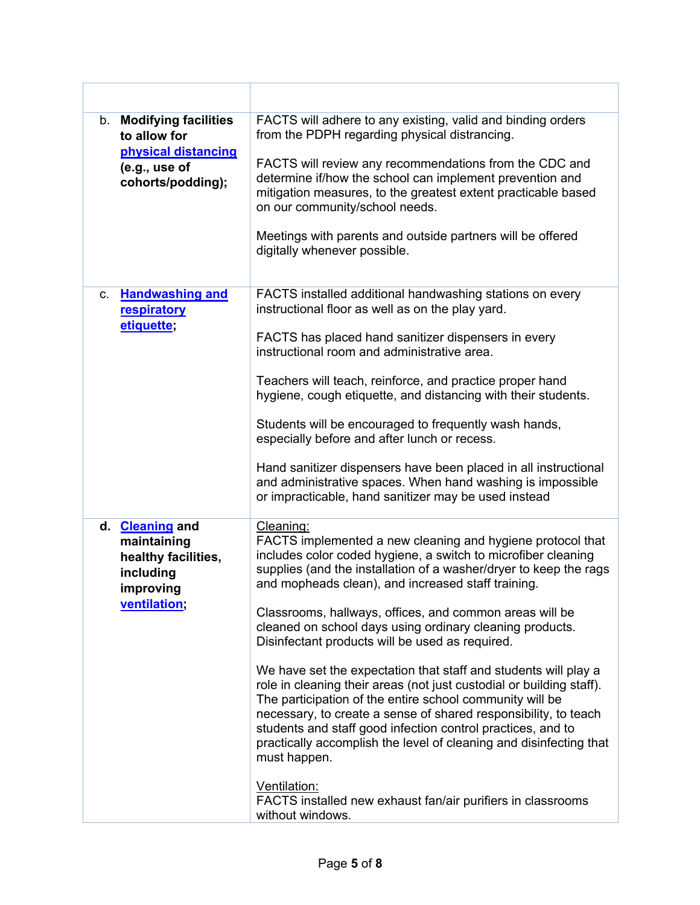| | |
|---|---|
| b. **Modifying facilities to allow for physical distancing (e.g., use of cohorts/podding);** | FACTS will adhere to any existing, valid and binding orders from the PDPH regarding physical distrancing.<br><br>FACTS will review any recommendations from the CDC and determine if/how the school can implement prevention and mitigation measures, to the greatest extent practicable based on our community/school needs.<br><br>Meetings with parents and outside partners will be offered digitally whenever possible. |
| c. **Handwashing and respiratory etiquette;** | FACTS installed additional handwashing stations on every instructional floor as well as on the play yard.<br><br>FACTS has placed hand sanitizer dispensers in every instructional room and administrative area.<br><br>Teachers will teach, reinforce, and practice proper hand hygiene, cough etiquette, and distancing with their students.<br><br>Students will be encouraged to frequently wash hands, especially before and after lunch or recess.<br><br>Hand sanitizer dispensers have been placed in all instructional and administrative spaces. When hand washing is impossible or impracticable, hand sanitizer may be used instead |
| **d. Cleaning and maintaining healthy facilities, including improving ventilation;** | Cleaning:<br>FACTS implemented a new cleaning and hygiene protocol that includes color coded hygiene, a switch to microfiber cleaning supplies (and the installation of a washer/dryer to keep the rags and mopheads clean), and increased staff training.<br><br>Classrooms, hallways, offices, and common areas will be cleaned on school days using ordinary cleaning products. Disinfectant products will be used as required.<br><br>We have set the expectation that staff and students will play a role in cleaning their areas (not just custodial or building staff). The participation of the entire school community will be necessary, to create a sense of shared responsibility, to teach students and staff good infection control practices, and to practically accomplish the level of cleaning and disinfecting that must happen.<br><br>Ventilation:<br>FACTS installed new exhaust fan/air purifiers in classrooms without windows. |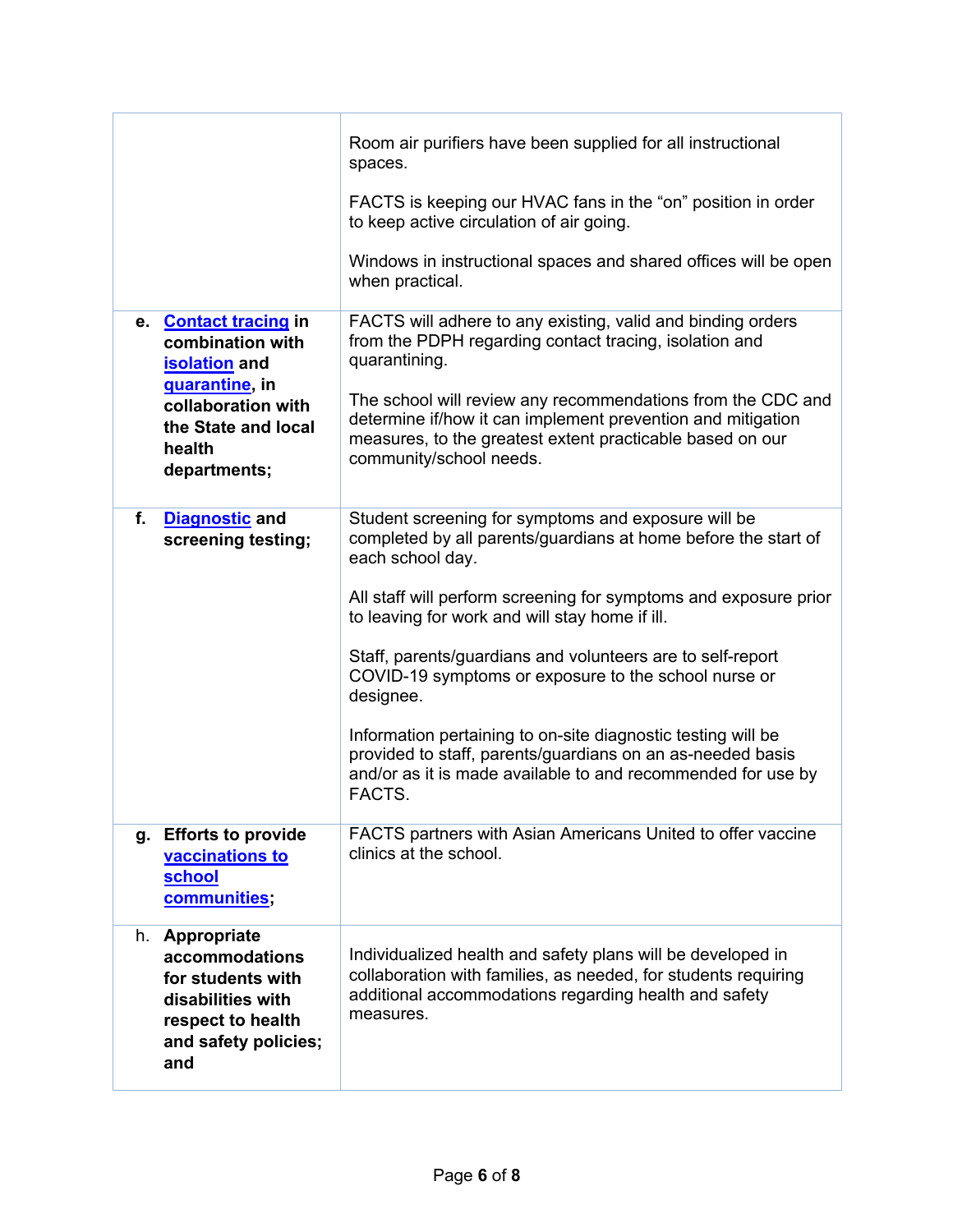| | |
|---|---|
| | Room air purifiers have been supplied for all instructional spaces.<br><br>FACTS is keeping our HVAC fans in the “on” position in order to keep active circulation of air going.<br><br>Windows in instructional spaces and shared offices will be open when practical. |
| **e. Contact tracing in combination with isolation and quarantine, in collaboration with the State and local health departments;** | FACTS will adhere to any existing, valid and binding orders from the PDPH regarding contact tracing, isolation and quarantining.<br><br>The school will review any recommendations from the CDC and determine if/how it can implement prevention and mitigation measures, to the greatest extent practicable based on our community/school needs. |
| **f. Diagnostic and screening testing;** | Student screening for symptoms and exposure will be completed by all parents/guardians at home before the start of each school day.<br><br>All staff will perform screening for symptoms and exposure prior to leaving for work and will stay home if ill.<br><br>Staff, parents/guardians and volunteers are to self-report COVID-19 symptoms or exposure to the school nurse or designee.<br><br>Information pertaining to on-site diagnostic testing will be provided to staff, parents/guardians on an as-needed basis and/or as it is made available to and recommended for use by FACTS. |
| **g. Efforts to provide vaccinations to school communities;** | FACTS partners with Asian Americans United to offer vaccine clinics at the school. |
| **h. Appropriate accommodations for students with disabilities with respect to health and safety policies; and** | Individualized health and safety plans will be developed in collaboration with families, as needed, for students requiring additional accommodations regarding health and safety measures. |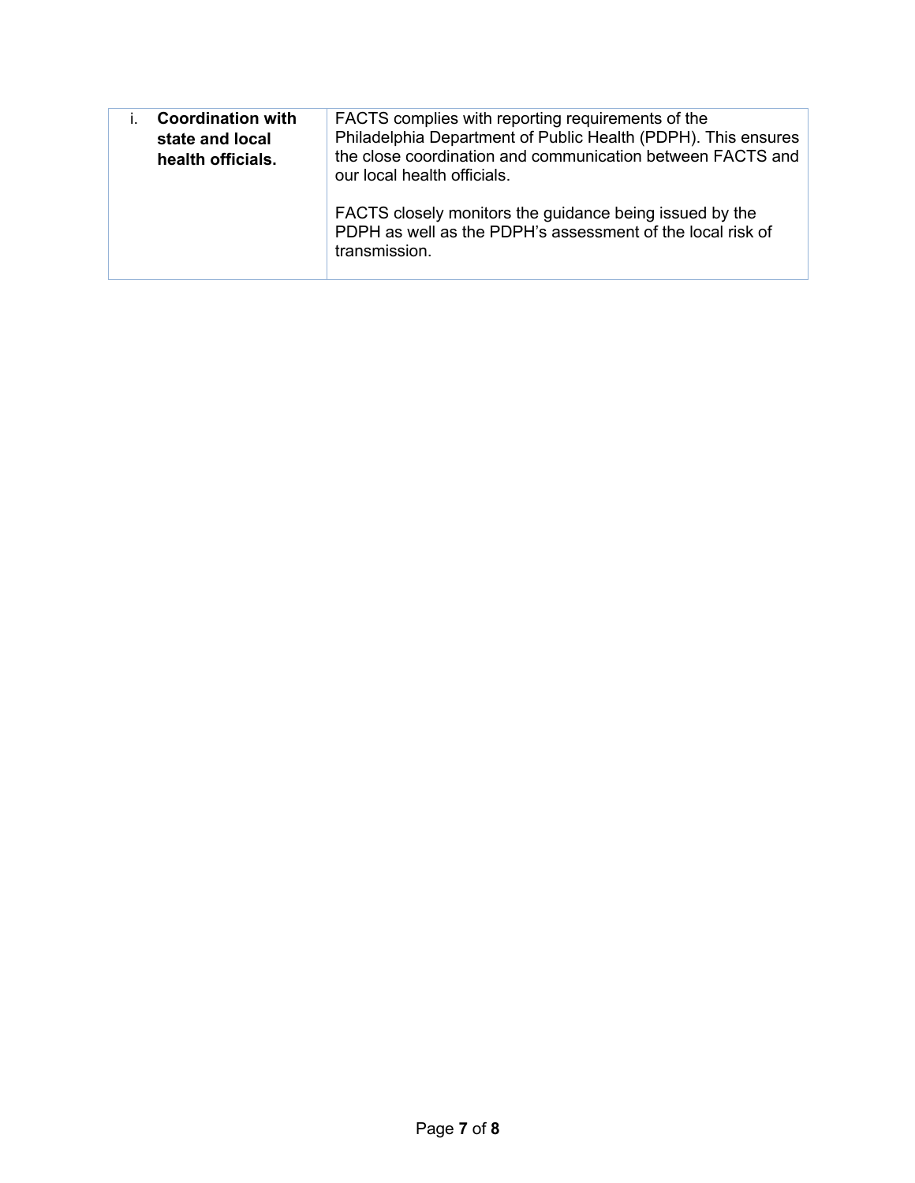| | |
|---|---|
| i. **Coordination with state and local health officials.** | FACTS complies with reporting requirements of the Philadelphia Department of Public Health (PDPH). This ensures the close coordination and communication between FACTS and our local health officials.<br><br>FACTS closely monitors the guidance being issued by the PDPH as well as the PDPH's assessment of the local risk of transmission. |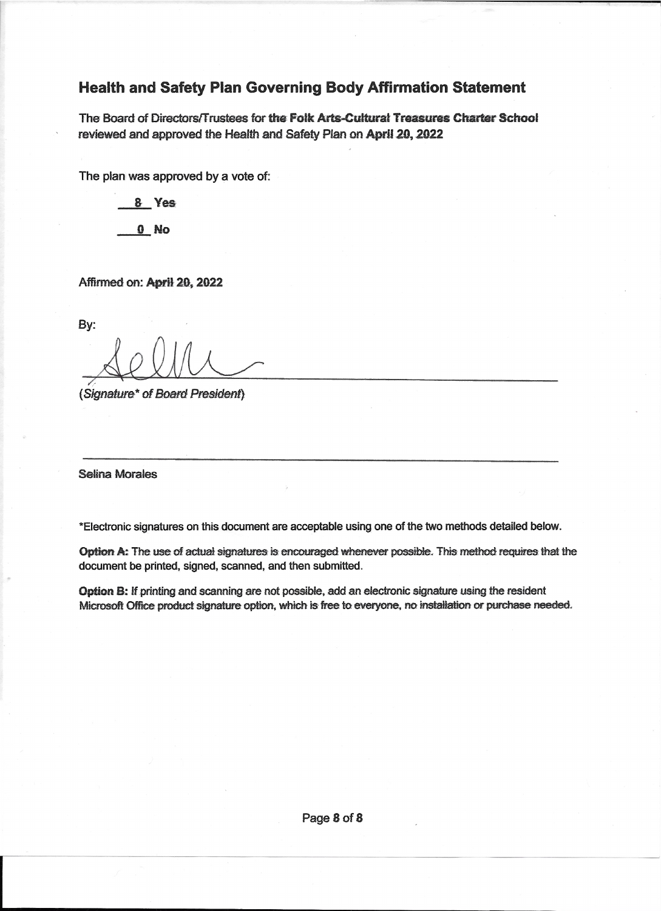## Health and Safety Plan Governing Body Affirmation Statement

The Board of Directors/Trustees for **the Folk Arts-Cultural Treasures Charter School** reviewed and approved the Health and Safety Plan on **April 20, 2022**

The plan was approved by a vote of:

**8 Yes**

**0 No**

Affirmed on: **April 20, 2022**

By:

_______________________________________________

*(Signature\* of Board President)*

_______________________________________________

Selina Morales

\*Electronic signatures on this document are acceptable using one of the two methods detailed below.

**Option A:** The use of actual signatures is encouraged whenever possible. This method requires that the document be printed, signed, scanned, and then submitted.

**Option B:** If printing and scanning are not possible, add an electronic signature using the resident Microsoft Office product signature option, which is free to everyone, no installation or purchase needed.